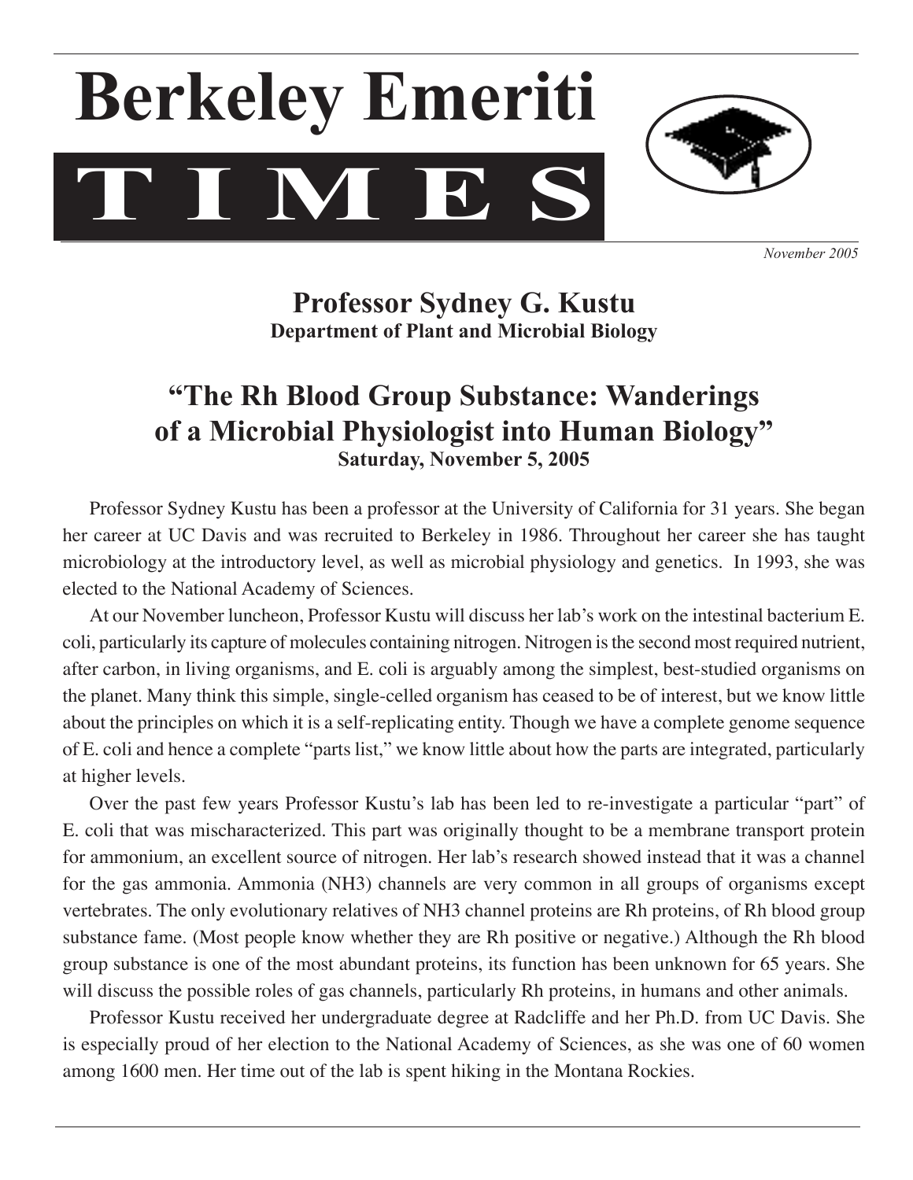# Berkeley Emeriti TIMES

*November 2005*

## Professor Sydney G. Kustu

**Department of Plant and Microbial Biology**

## "The Rh Blood Group Substance: Wanderings of a Microbial Physiologist into Human Biology"

**Saturday, November 5, 2005**

Professor Sydney Kustu has been a professor at the University of California for 31 years. She began her career at UC Davis and was recruited to Berkeley in 1986. Throughout her career she has taught microbiology at the introductory level, as well as microbial physiology and genetics. In 1993, she was elected to the National Academy of Sciences.

At our November luncheon, Professor Kustu will discuss her lab's work on the intestinal bacterium E. coli, particularly its capture of molecules containing nitrogen. Nitrogen is the second most required nutrient, after carbon, in living organisms, and E. coli is arguably among the simplest, best-studied organisms on the planet. Many think this simple, single-celled organism has ceased to be of interest, but we know little about the principles on which it is a self-replicating entity. Though we have a complete genome sequence of E. coli and hence a complete "parts list," we know little about how the parts are integrated, particularly at higher levels.

Over the past few years Professor Kustu's lab has been led to re-investigate a particular "part" of E. coli that was mischaracterized. This part was originally thought to be a membrane transport protein for ammonium, an excellent source of nitrogen. Her lab's research showed instead that it was a channel for the gas ammonia. Ammonia ($NH_3$) channels are very common in all groups of organisms except vertebrates. The only evolutionary relatives of $NH_3$ channel proteins are Rh proteins, of Rh blood group substance fame. (Most people know whether they are Rh positive or negative.) Although the Rh blood group substance is one of the most abundant proteins, its function has been unknown for 65 years. She will discuss the possible roles of gas channels, particularly Rh proteins, in humans and other animals.

Professor Kustu received her undergraduate degree at Radcliffe and her Ph.D. from UC Davis. She is especially proud of her election to the National Academy of Sciences, as she was one of 60 women among 1600 men. Her time out of the lab is spent hiking in the Montana Rockies.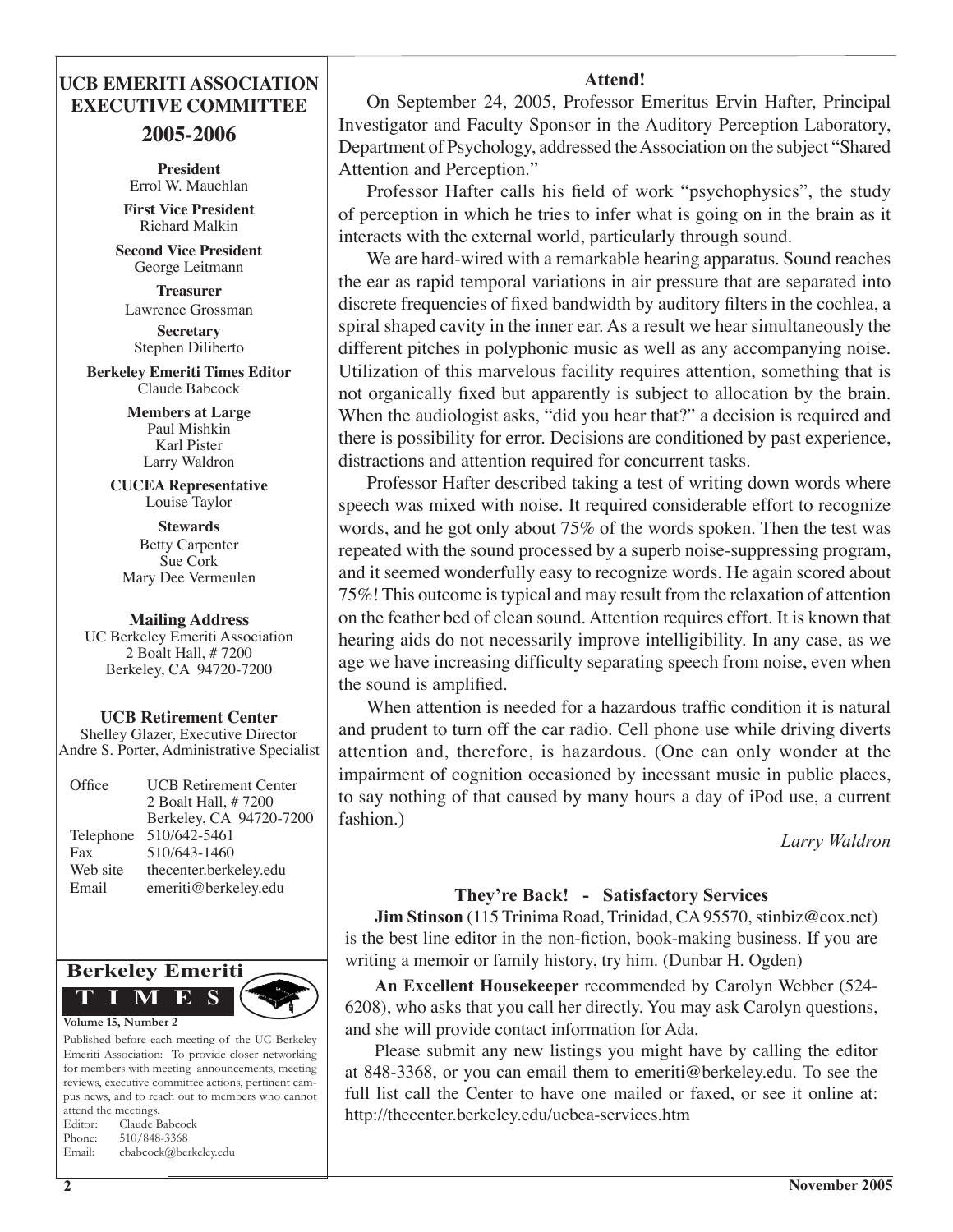## UCB EMERITI ASSOCIATION EXECUTIVE COMMITTEE

### 2005-2006

**President**
Errol W. Mauchlan

**First Vice President**
Richard Malkin

**Second Vice President**
George Leitmann

**Treasurer**
Lawrence Grossman

**Secretary**
Stephen Diliberto

**Berkeley Emeriti Times Editor**
Claude Babcock

**Members at Large**
Paul Mishkin
Karl Pister
Larry Waldron

**CUCEA Representative**
Louise Taylor

**Stewards**
Betty Carpenter
Sue Cork
Mary Dee Vermeulen

**Mailing Address**
UC Berkeley Emeriti Association
2 Boalt Hall, # 7200
Berkeley, CA 94720-7200

**UCB Retirement Center**
Shelley Glazer, Executive Director
Andre S. Porter, Administrative Specialist

| | |
|---|---|
| Office | UCB Retirement Center<br>2 Boalt Hall, # 7200<br>Berkeley, CA 94720-7200 |
| Telephone | 510/642-5461 |
| Fax | 510/643-1460 |
| Web site | thecenter.berkeley.edu |
| Email | emeriti@berkeley.edu |

**Berkeley Emeriti TIMES**

**Volume 15, Number 2**

Published before each meeting of the UC Berkeley Emeriti Association: To provide closer networking for members with meeting announcements, meeting reviews, executive committee actions, pertinent campus news, and to reach out to members who cannot attend the meetings.

Editor: Claude Babcock
Phone: 510/848-3368
Email: cbabcock@berkeley.edu

### Attend!

On September 24, 2005, Professor Emeritus Ervin Hafter, Principal Investigator and Faculty Sponsor in the Auditory Perception Laboratory, Department of Psychology, addressed the Association on the subject "Shared Attention and Perception."

Professor Hafter calls his field of work "psychophysics", the study of perception in which he tries to infer what is going on in the brain as it interacts with the external world, particularly through sound.

We are hard-wired with a remarkable hearing apparatus. Sound reaches the ear as rapid temporal variations in air pressure that are separated into discrete frequencies of fixed bandwidth by auditory filters in the cochlea, a spiral shaped cavity in the inner ear. As a result we hear simultaneously the different pitches in polyphonic music as well as any accompanying noise. Utilization of this marvelous facility requires attention, something that is not organically fixed but apparently is subject to allocation by the brain. When the audiologist asks, "did you hear that?" a decision is required and there is possibility for error. Decisions are conditioned by past experience, distractions and attention required for concurrent tasks.

Professor Hafter described taking a test of writing down words where speech was mixed with noise. It required considerable effort to recognize words, and he got only about 75% of the words spoken. Then the test was repeated with the sound processed by a superb noise-suppressing program, and it seemed wonderfully easy to recognize words. He again scored about 75%! This outcome is typical and may result from the relaxation of attention on the feather bed of clean sound. Attention requires effort. It is known that hearing aids do not necessarily improve intelligibility. In any case, as we age we have increasing difficulty separating speech from noise, even when the sound is amplified.

When attention is needed for a hazardous traffic condition it is natural and prudent to turn off the car radio. Cell phone use while driving diverts attention and, therefore, is hazardous. (One can only wonder at the impairment of cognition occasioned by incessant music in public places, to say nothing of that caused by many hours a day of iPod use, a current fashion.)

*Larry Waldron*

### They're Back! - Satisfactory Services

**Jim Stinson** (115 Trinima Road, Trinidad, CA 95570, stinbiz@cox.net) is the best line editor in the non-fiction, book-making business. If you are writing a memoir or family history, try him. (Dunbar H. Ogden)

**An Excellent Housekeeper** recommended by Carolyn Webber (524-6208), who asks that you call her directly. You may ask Carolyn questions, and she will provide contact information for Ada.

Please submit any new listings you might have by calling the editor at 848-3368, or you can email them to emeriti@berkeley.edu. To see the full list call the Center to have one mailed or faxed, or see it online at: http://thecenter.berkeley.edu/ucbea-services.htm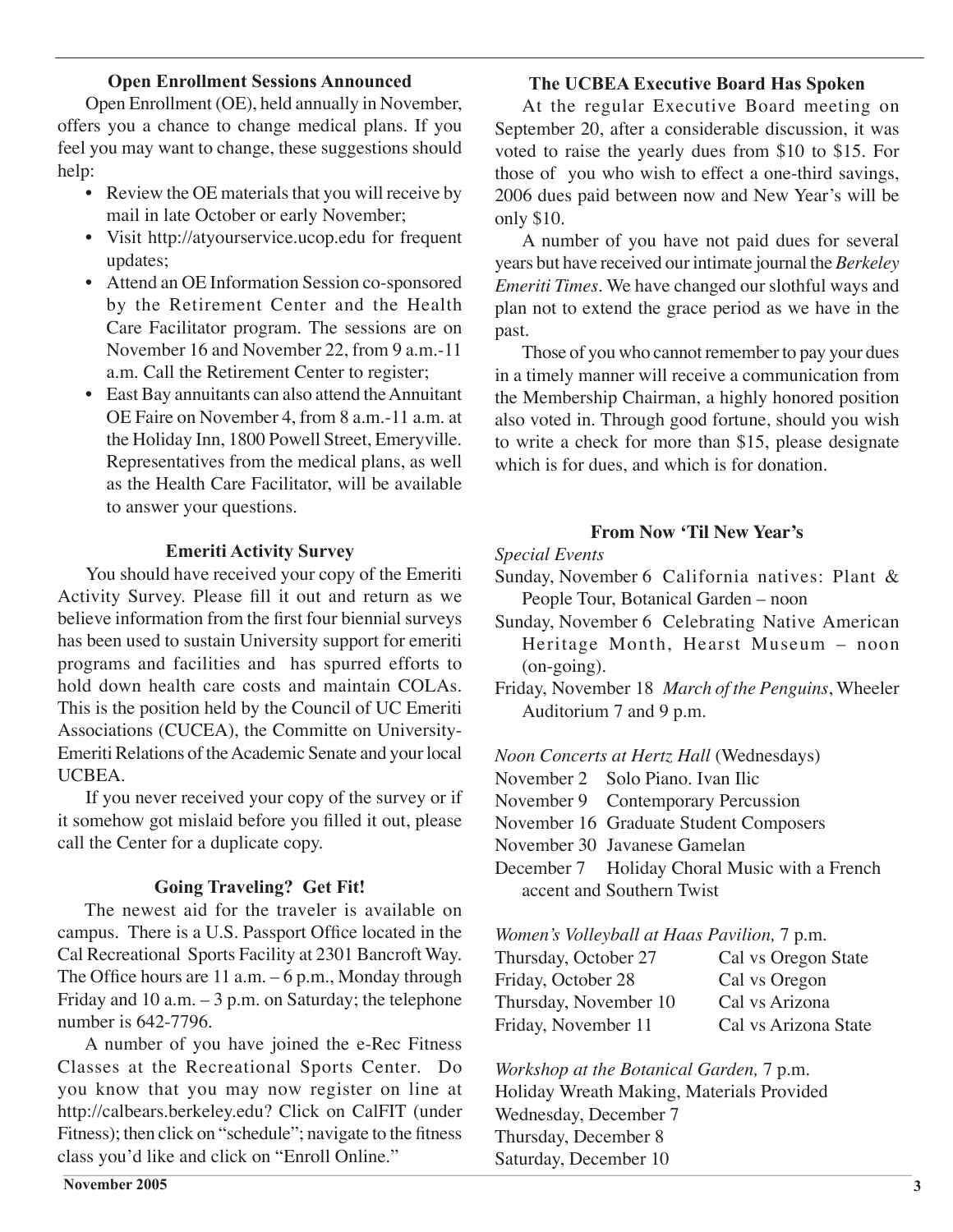### Open Enrollment Sessions Announced

Open Enrollment (OE), held annually in November, offers you a chance to change medical plans. If you feel you may want to change, these suggestions should help:

- Review the OE materials that you will receive by mail in late October or early November;
- Visit http://atyourservice.ucop.edu for frequent updates;
- Attend an OE Information Session co-sponsored by the Retirement Center and the Health Care Facilitator program. The sessions are on November 16 and November 22, from 9 a.m.-11 a.m. Call the Retirement Center to register;
- East Bay annuitants can also attend the Annuitant OE Faire on November 4, from 8 a.m.-11 a.m. at the Holiday Inn, 1800 Powell Street, Emeryville. Representatives from the medical plans, as well as the Health Care Facilitator, will be available to answer your questions.

### Emeriti Activity Survey

You should have received your copy of the Emeriti Activity Survey. Please fill it out and return as we believe information from the first four biennial surveys has been used to sustain University support for emeriti programs and facilities and has spurred efforts to hold down health care costs and maintain COLAs. This is the position held by the Council of UC Emeriti Associations (CUCEA), the Committe on University-Emeriti Relations of the Academic Senate and your local UCBEA.

If you never received your copy of the survey or if it somehow got mislaid before you filled it out, please call the Center for a duplicate copy.

### Going Traveling? Get Fit!

The newest aid for the traveler is available on campus. There is a U.S. Passport Office located in the Cal Recreational Sports Facility at 2301 Bancroft Way. The Office hours are 11 a.m. – 6 p.m., Monday through Friday and 10 a.m. – 3 p.m. on Saturday; the telephone number is 642-7796.

A number of you have joined the e-Rec Fitness Classes at the Recreational Sports Center. Do you know that you may now register on line at http://calbears.berkeley.edu? Click on CalFIT (under Fitness); then click on "schedule"; navigate to the fitness class you'd like and click on "Enroll Online."

### The UCBEA Executive Board Has Spoken

At the regular Executive Board meeting on September 20, after a considerable discussion, it was voted to raise the yearly dues from $10 to $15. For those of you who wish to effect a one-third savings, 2006 dues paid between now and New Year's will be only $10.

A number of you have not paid dues for several years but have received our intimate journal the *Berkeley Emeriti Times*. We have changed our slothful ways and plan not to extend the grace period as we have in the past.

Those of you who cannot remember to pay your dues in a timely manner will receive a communication from the Membership Chairman, a highly honored position also voted in. Through good fortune, should you wish to write a check for more than $15, please designate which is for dues, and which is for donation.

### From Now 'Til New Year's

*Special Events*

Sunday, November 6 California natives: Plant & People Tour, Botanical Garden – noon

Sunday, November 6 Celebrating Native American Heritage Month, Hearst Museum – noon (on-going).

Friday, November 18 *March of the Penguins*, Wheeler Auditorium 7 and 9 p.m.

*Noon Concerts at Hertz Hall* (Wednesdays)

November 2 Solo Piano. Ivan Ilic
November 9 Contemporary Percussion
November 16 Graduate Student Composers
November 30 Javanese Gamelan
December 7 Holiday Choral Music with a French accent and Southern Twist

*Women's Volleyball at Haas Pavilion,* 7 p.m.

| | |
|---|---|
| Thursday, October 27 | Cal vs Oregon State |
| Friday, October 28 | Cal vs Oregon |
| Thursday, November 10 | Cal vs Arizona |
| Friday, November 11 | Cal vs Arizona State |

*Workshop at the Botanical Garden,* 7 p.m.
Holiday Wreath Making, Materials Provided
Wednesday, December 7
Thursday, December 8
Saturday, December 10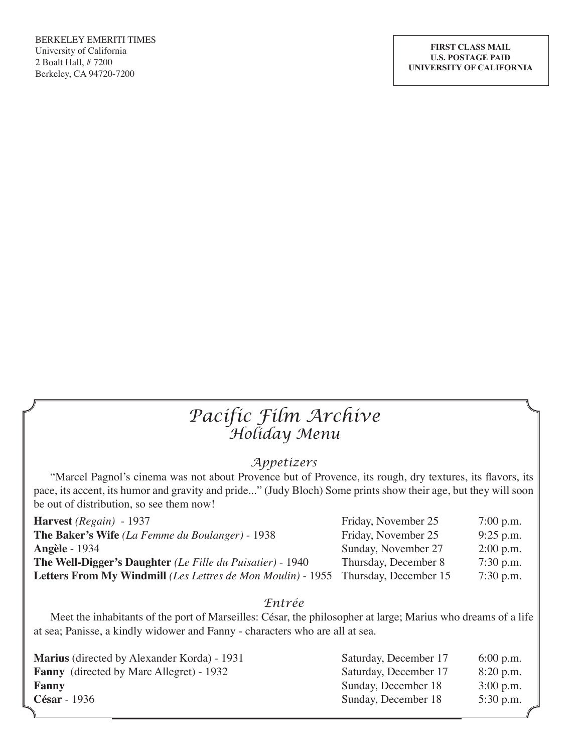BERKELEY EMERITI TIMES
University of California
2 Boalt Hall, # 7200
Berkeley, CA 94720-7200

FIRST CLASS MAIL
U.S. POSTAGE PAID
UNIVERSITY OF CALIFORNIA

# *Pacific Film Archive*

## *Holiday Menu*

### *Appetizers*

"Marcel Pagnol's cinema was not about Provence but of Provence, its rough, dry textures, its flavors, its pace, its accent, its humor and gravity and pride..." (Judy Bloch) Some prints show their age, but they will soon be out of distribution, so see them now!

| | | |
|---|---|---|
| **Harvest** *(Regain)* - 1937 | Friday, November 25 | 7:00 p.m. |
| **The Baker's Wife** *(La Femme du Boulanger)* - 1938 | Friday, November 25 | 9:25 p.m. |
| **Angèle** - 1934 | Sunday, November 27 | 2:00 p.m. |
| **The Well-Digger's Daughter** *(Le Fille du Puisatier)* - 1940 | Thursday, December 8 | 7:30 p.m. |
| **Letters From My Windmill** *(Les Lettres de Mon Moulin)* - 1955 | Thursday, December 15 | 7:30 p.m. |

### *Entrée*

Meet the inhabitants of the port of Marseilles: César, the philosopher at large; Marius who dreams of a life at sea; Panisse, a kindly widower and Fanny - characters who are all at sea.

| | | |
|---|---|---|
| **Marius** (directed by Alexander Korda) - 1931 | Saturday, December 17 | 6:00 p.m. |
| **Fanny** (directed by Marc Allegret) - 1932 | Saturday, December 17 | 8:20 p.m. |
| **Fanny** | Sunday, December 18 | 3:00 p.m. |
| **César** - 1936 | Sunday, December 18 | 5:30 p.m. |